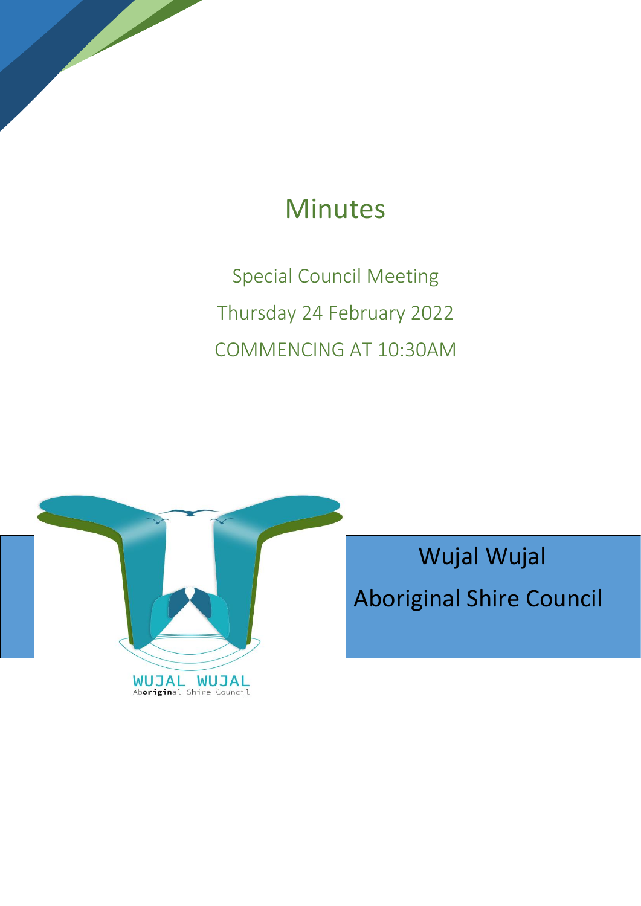# Minutes

Special Council Meeting

Thursday 24 February 2022

COMMENCING AT 10:30AM

WUJAL WUJAL
Aboriginal Shire Council

Wujal Wujal

Aboriginal Shire Council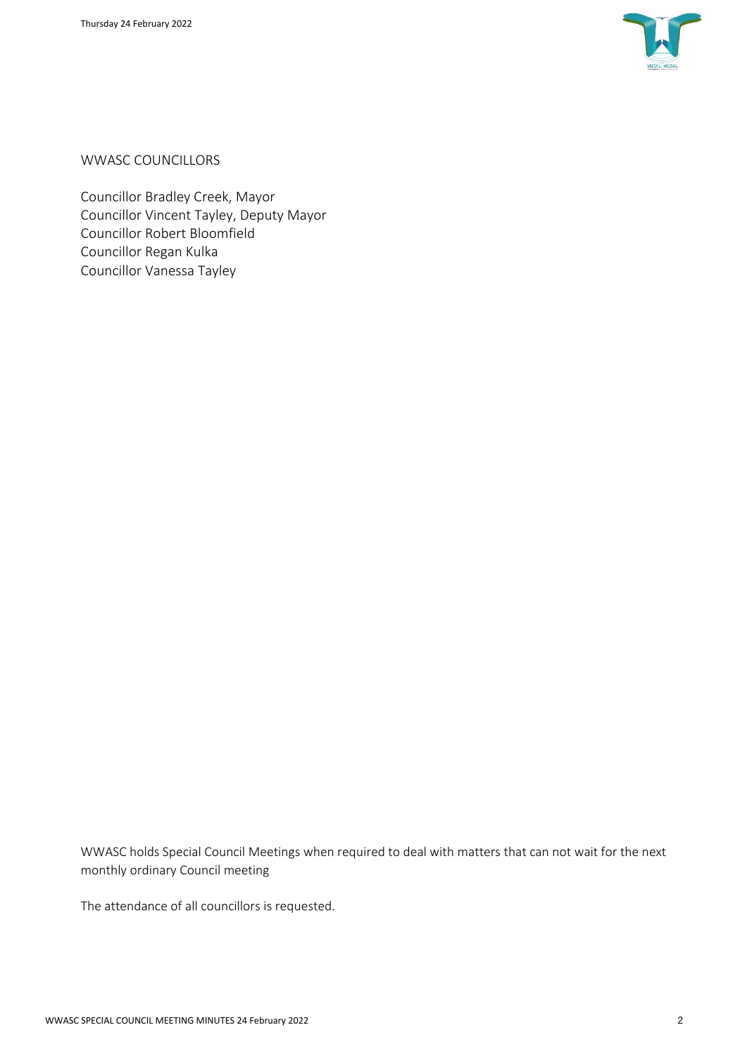WWASC COUNCILLORS

Councillor Bradley Creek, Mayor
Councillor Vincent Tayley, Deputy Mayor
Councillor Robert Bloomfield
Councillor Regan Kulka
Councillor Vanessa Tayley

WWASC holds Special Council Meetings when required to deal with matters that can not wait for the next monthly ordinary Council meeting

The attendance of all councillors is requested.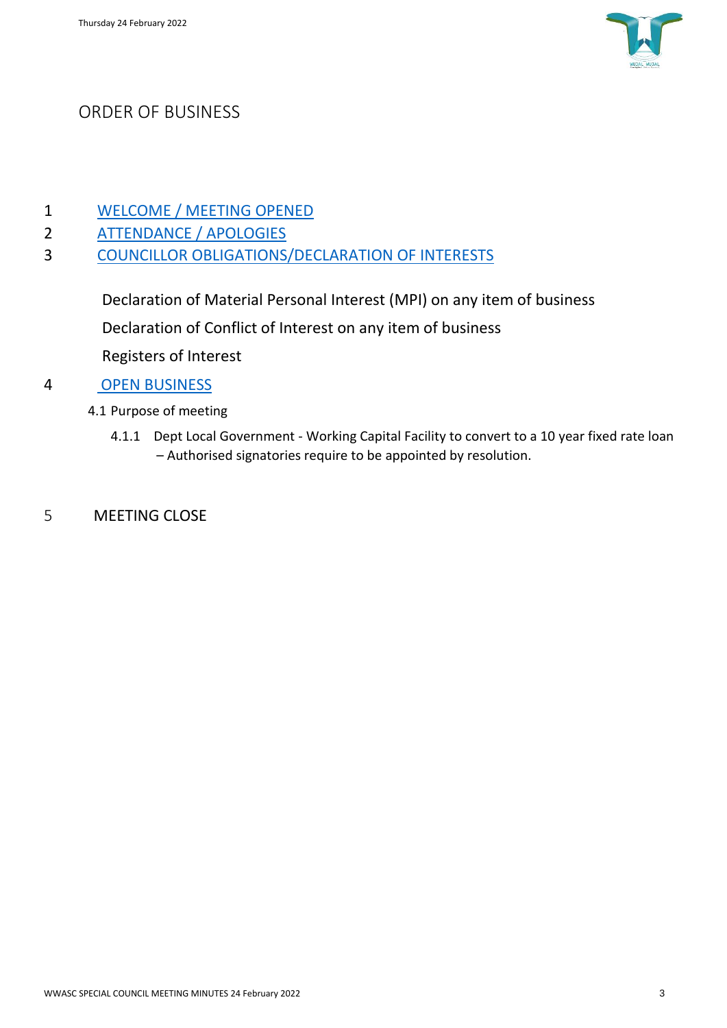# ORDER OF BUSINESS

1 WELCOME / MEETING OPENED

2 ATTENDANCE / APOLOGIES

3 COUNCILLOR OBLIGATIONS/DECLARATION OF INTERESTS

Declaration of Material Personal Interest (MPI) on any item of business

Declaration of Conflict of Interest on any item of business

Registers of Interest

4 OPEN BUSINESS

4.1 Purpose of meeting

4.1.1 Dept Local Government - Working Capital Facility to convert to a 10 year fixed rate loan – Authorised signatories require to be appointed by resolution.

5 MEETING CLOSE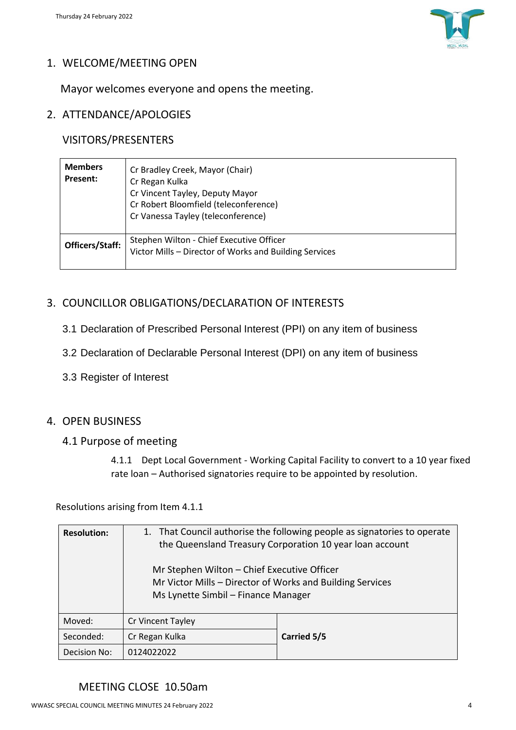## 1. WELCOME/MEETING OPEN

Mayor welcomes everyone and opens the meeting.

## 2. ATTENDANCE/APOLOGIES

### VISITORS/PRESENTERS

| | |
|---|---|
| **Members Present:** | Cr Bradley Creek, Mayor (Chair)<br>Cr Regan Kulka<br>Cr Vincent Tayley, Deputy Mayor<br>Cr Robert Bloomfield (teleconference)<br>Cr Vanessa Tayley (teleconference) |
| **Officers/Staff:** | Stephen Wilton - Chief Executive Officer<br>Victor Mills – Director of Works and Building Services |

## 3. COUNCILLOR OBLIGATIONS/DECLARATION OF INTERESTS

3.1 Declaration of Prescribed Personal Interest (PPI) on any item of business

3.2 Declaration of Declarable Personal Interest (DPI) on any item of business

3.3 Register of Interest

## 4. OPEN BUSINESS

### 4.1 Purpose of meeting

4.1.1 Dept Local Government - Working Capital Facility to convert to a 10 year fixed rate loan – Authorised signatories require to be appointed by resolution.

Resolutions arising from Item 4.1.1

| | | |
|---|---|---|
| **Resolution:** | 1. That Council authorise the following people as signatories to operate the Queensland Treasury Corporation 10 year loan account<br><br>Mr Stephen Wilton – Chief Executive Officer<br>Mr Victor Mills – Director of Works and Building Services<br>Ms Lynette Simbil – Finance Manager | |
| Moved: | Cr Vincent Tayley | **Carried 5/5** |
| Seconded: | Cr Regan Kulka | |
| Decision No: | 0124022022 | |

MEETING CLOSE 10.50am